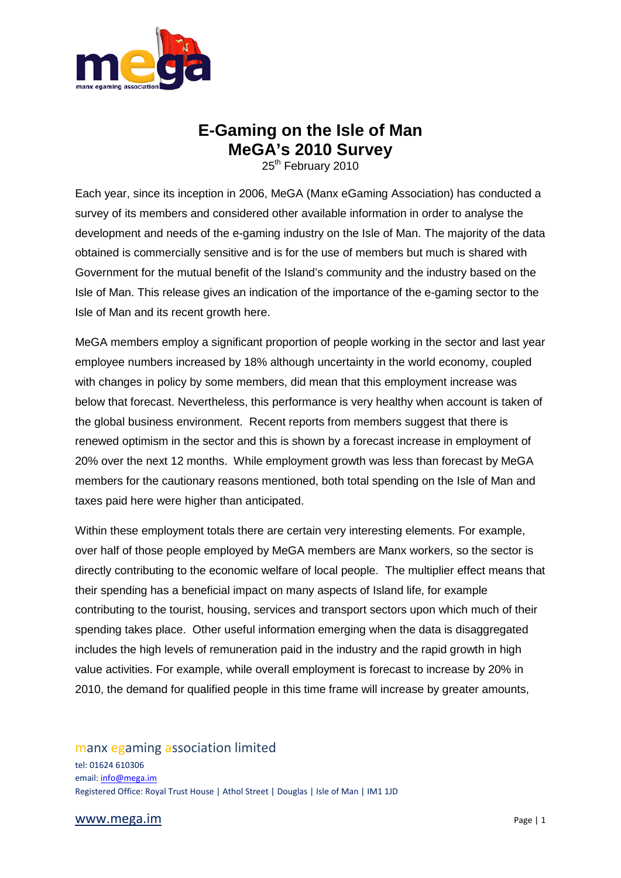# E-Gaming on the Isle of Man
# MeGA's 2010 Survey

25th February 2010

Each year, since its inception in 2006, MeGA (Manx eGaming Association) has conducted a survey of its members and considered other available information in order to analyse the development and needs of the e-gaming industry on the Isle of Man. The majority of the data obtained is commercially sensitive and is for the use of members but much is shared with Government for the mutual benefit of the Island's community and the industry based on the Isle of Man. This release gives an indication of the importance of the e-gaming sector to the Isle of Man and its recent growth here.

MeGA members employ a significant proportion of people working in the sector and last year employee numbers increased by 18% although uncertainty in the world economy, coupled with changes in policy by some members, did mean that this employment increase was below that forecast. Nevertheless, this performance is very healthy when account is taken of the global business environment. Recent reports from members suggest that there is renewed optimism in the sector and this is shown by a forecast increase in employment of 20% over the next 12 months. While employment growth was less than forecast by MeGA members for the cautionary reasons mentioned, both total spending on the Isle of Man and taxes paid here were higher than anticipated.

Within these employment totals there are certain very interesting elements. For example, over half of those people employed by MeGA members are Manx workers, so the sector is directly contributing to the economic welfare of local people. The multiplier effect means that their spending has a beneficial impact on many aspects of Island life, for example contributing to the tourist, housing, services and transport sectors upon which much of their spending takes place. Other useful information emerging when the data is disaggregated includes the high levels of remuneration paid in the industry and the rapid growth in high value activities. For example, while overall employment is forecast to increase by 20% in 2010, the demand for qualified people in this time frame will increase by greater amounts,

manx egaming association limited
tel: 01624 610306
email: info@mega.im
Registered Office: Royal Trust House | Athol Street | Douglas | Isle of Man | IM1 1JD

www.mega.im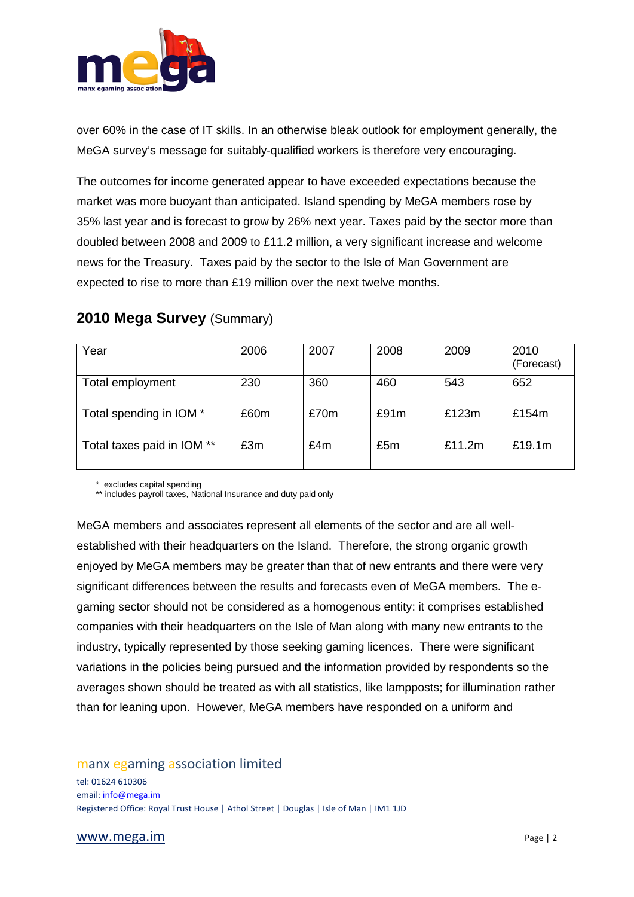over 60% in the case of IT skills. In an otherwise bleak outlook for employment generally, the MeGA survey's message for suitably-qualified workers is therefore very encouraging.

The outcomes for income generated appear to have exceeded expectations because the market was more buoyant than anticipated. Island spending by MeGA members rose by 35% last year and is forecast to grow by 26% next year. Taxes paid by the sector more than doubled between 2008 and 2009 to £11.2 million, a very significant increase and welcome news for the Treasury. Taxes paid by the sector to the Isle of Man Government are expected to rise to more than £19 million over the next twelve months.

## 2010 Mega Survey (Summary)

| Year | 2006 | 2007 | 2008 | 2009 | 2010 (Forecast) |
|---|---|---|---|---|---|
| Total employment | 230 | 360 | 460 | 543 | 652 |
| Total spending in IOM * | £60m | £70m | £91m | £123m | £154m |
| Total taxes paid in IOM ** | £3m | £4m | £5m | £11.2m | £19.1m |

\* excludes capital spending
** includes payroll taxes, National Insurance and duty paid only

MeGA members and associates represent all elements of the sector and are all well-established with their headquarters on the Island. Therefore, the strong organic growth enjoyed by MeGA members may be greater than that of new entrants and there were very significant differences between the results and forecasts even of MeGA members. The e-gaming sector should not be considered as a homogenous entity: it comprises established companies with their headquarters on the Isle of Man along with many new entrants to the industry, typically represented by those seeking gaming licences. There were significant variations in the policies being pursued and the information provided by respondents so the averages shown should be treated as with all statistics, like lampposts; for illumination rather than for leaning upon. However, MeGA members have responded on a uniform and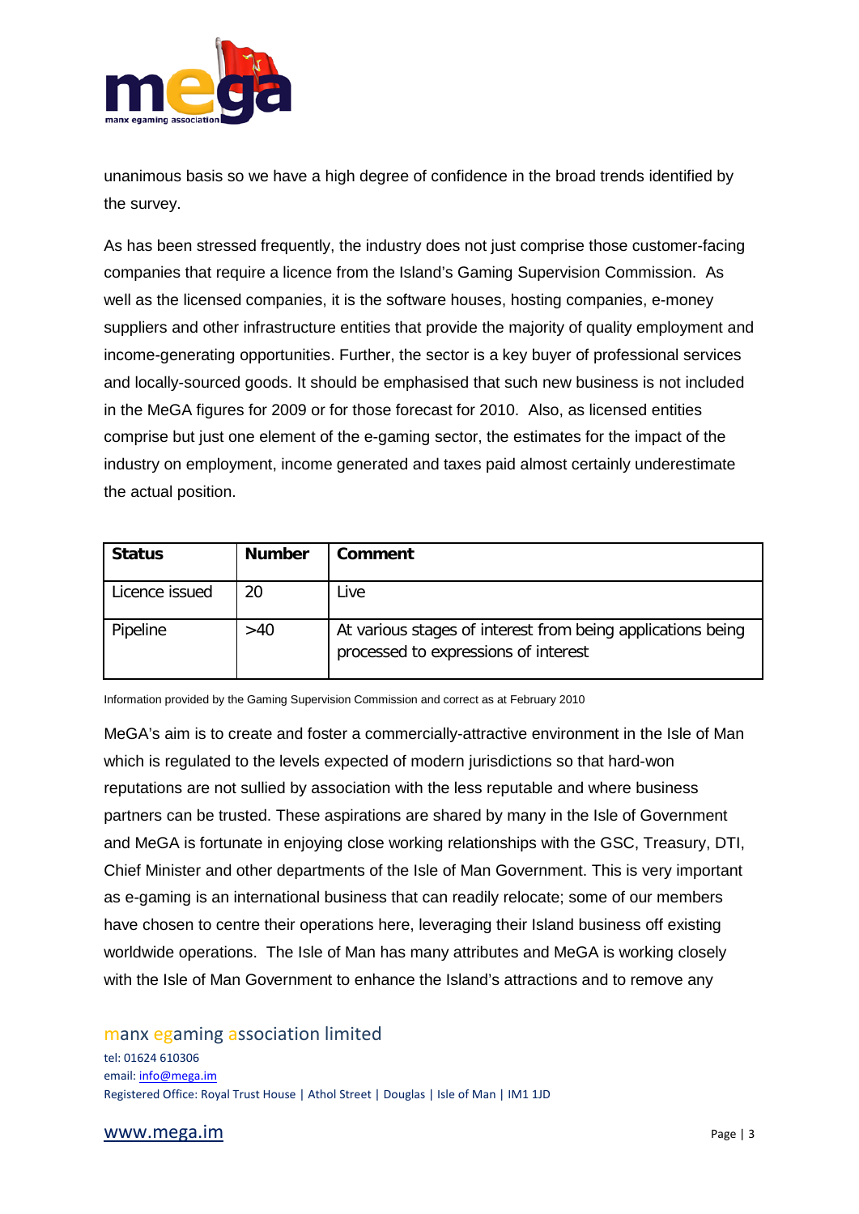unanimous basis so we have a high degree of confidence in the broad trends identified by the survey.

As has been stressed frequently, the industry does not just comprise those customer-facing companies that require a licence from the Island's Gaming Supervision Commission. As well as the licensed companies, it is the software houses, hosting companies, e-money suppliers and other infrastructure entities that provide the majority of quality employment and income-generating opportunities. Further, the sector is a key buyer of professional services and locally-sourced goods. It should be emphasised that such new business is not included in the MeGA figures for 2009 or for those forecast for 2010. Also, as licensed entities comprise but just one element of the e-gaming sector, the estimates for the impact of the industry on employment, income generated and taxes paid almost certainly underestimate the actual position.

| Status | Number | Comment |
|---|---|---|
| Licence issued | 20 | Live |
| Pipeline | >40 | At various stages of interest from being applications being processed to expressions of interest |

Information provided by the Gaming Supervision Commission and correct as at February 2010

MeGA's aim is to create and foster a commercially-attractive environment in the Isle of Man which is regulated to the levels expected of modern jurisdictions so that hard-won reputations are not sullied by association with the less reputable and where business partners can be trusted. These aspirations are shared by many in the Isle of Government and MeGA is fortunate in enjoying close working relationships with the GSC, Treasury, DTI, Chief Minister and other departments of the Isle of Man Government. This is very important as e-gaming is an international business that can readily relocate; some of our members have chosen to centre their operations here, leveraging their Island business off existing worldwide operations. The Isle of Man has many attributes and MeGA is working closely with the Isle of Man Government to enhance the Island's attractions and to remove any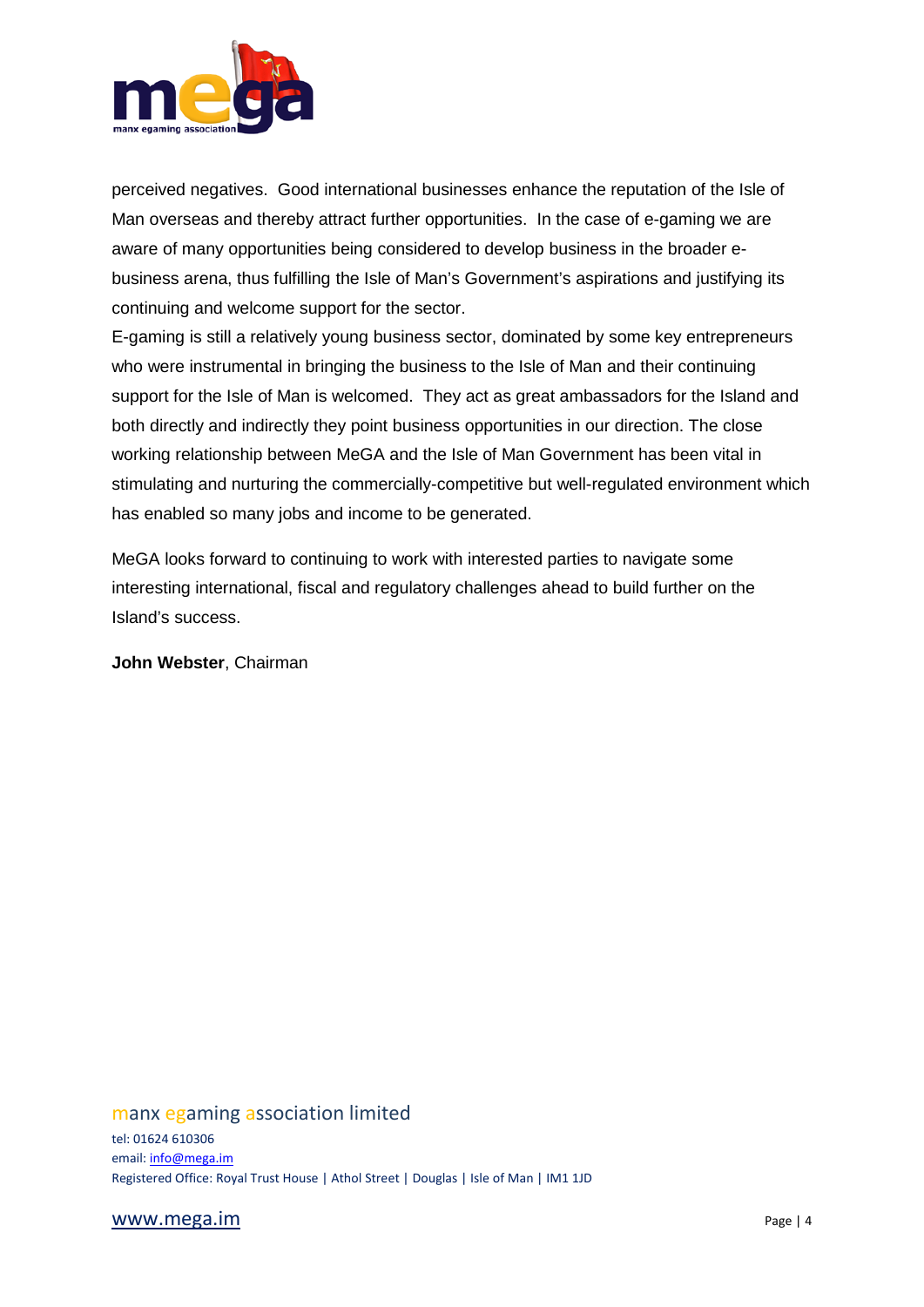perceived negatives. Good international businesses enhance the reputation of the Isle of Man overseas and thereby attract further opportunities. In the case of e-gaming we are aware of many opportunities being considered to develop business in the broader e-business arena, thus fulfilling the Isle of Man's Government's aspirations and justifying its continuing and welcome support for the sector.

E-gaming is still a relatively young business sector, dominated by some key entrepreneurs who were instrumental in bringing the business to the Isle of Man and their continuing support for the Isle of Man is welcomed. They act as great ambassadors for the Island and both directly and indirectly they point business opportunities in our direction. The close working relationship between MeGA and the Isle of Man Government has been vital in stimulating and nurturing the commercially-competitive but well-regulated environment which has enabled so many jobs and income to be generated.

MeGA looks forward to continuing to work with interested parties to navigate some interesting international, fiscal and regulatory challenges ahead to build further on the Island's success.

**John Webster**, Chairman